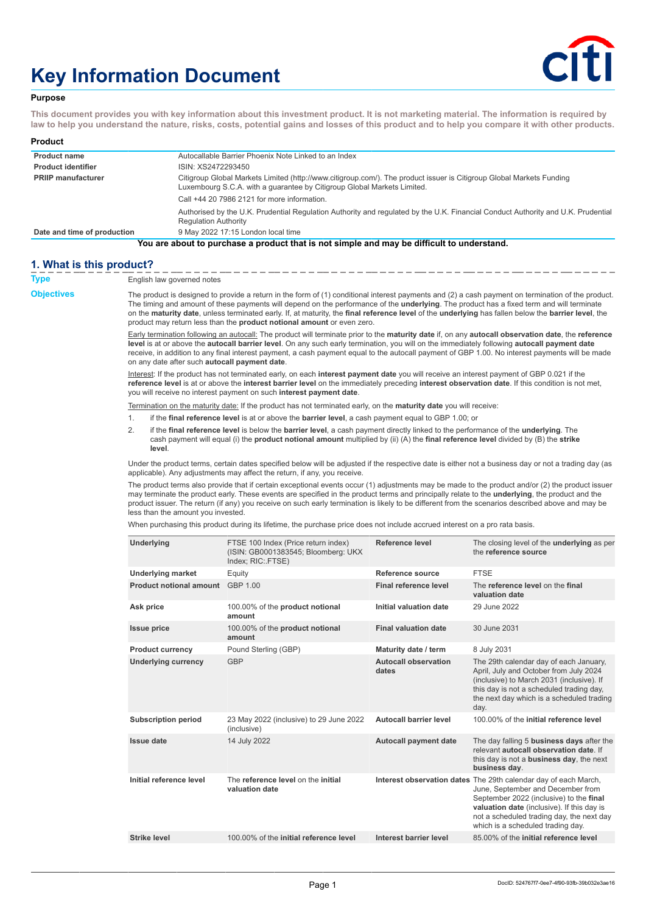# Key Information Document

**Purpose**

**This document provides you with key information about this investment product. It is not marketing material. The information is required by law to help you understand the nature, risks, costs, potential gains and losses of this product and to help you compare it with other products.**

**Product**

| | |
|---|---|
| **Product name** | Autocallable Barrier Phoenix Note Linked to an Index |
| **Product identifier** | ISIN: XS2472293450 |
| **PRIIP manufacturer** | Citigroup Global Markets Limited (http://www.citigroup.com/). The product issuer is Citigroup Global Markets Funding Luxembourg S.C.A. with a guarantee by Citigroup Global Markets Limited.<br>Call +44 20 7986 2121 for more information.<br>Authorised by the U.K. Prudential Regulation Authority and regulated by the U.K. Financial Conduct Authority and U.K. Prudential Regulation Authority |
| **Date and time of production** | 9 May 2022 17:15 London local time |

**You are about to purchase a product that is not simple and may be difficult to understand.**

## 1. What is this product?

**Type**

English law governed notes

**Objectives**

The product is designed to provide a return in the form of (1) conditional interest payments and (2) a cash payment on termination of the product. The timing and amount of these payments will depend on the performance of the **underlying**. The product has a fixed term and will terminate on the **maturity date**, unless terminated early. If, at maturity, the **final reference level** of the **underlying** has fallen below the **barrier level**, the product may return less than the **product notional amount** or even zero.

Early termination following an autocall: The product will terminate prior to the **maturity date** if, on any **autocall observation date**, the **reference level** is at or above the **autocall barrier level**. On any such early termination, you will on the immediately following **autocall payment date** receive, in addition to any final interest payment, a cash payment equal to the autocall payment of GBP 1.00. No interest payments will be made on any date after such **autocall payment date**.

Interest: If the product has not terminated early, on each **interest payment date** you will receive an interest payment of GBP 0.021 if the **reference level** is at or above the **interest barrier level** on the immediately preceding **interest observation date**. If this condition is not met, you will receive no interest payment on such **interest payment date**.

Termination on the maturity date: If the product has not terminated early, on the **maturity date** you will receive:

1. if the **final reference level** is at or above the **barrier level**, a cash payment equal to GBP 1.00; or
2. if the **final reference level** is below the **barrier level**, a cash payment directly linked to the performance of the **underlying**. The cash payment will equal (i) the **product notional amount** multiplied by (ii) (A) the **final reference level** divided by (B) the **strike level**.

Under the product terms, certain dates specified below will be adjusted if the respective date is either not a business day or not a trading day (as applicable). Any adjustments may affect the return, if any, you receive.

The product terms also provide that if certain exceptional events occur (1) adjustments may be made to the product and/or (2) the product issuer may terminate the product early. These events are specified in the product terms and principally relate to the **underlying**, the product and the product issuer. The return (if any) you receive on such early termination is likely to be different from the scenarios described above and may be less than the amount you invested.

When purchasing this product during its lifetime, the purchase price does not include accrued interest on a pro rata basis.

| | | | |
|---|---|---|---|
| **Underlying** | FTSE 100 Index (Price return index) (ISIN: GB0001383545; Bloomberg: UKX Index; RIC:.FTSE) | **Reference level** | The closing level of the **underlying** as per the **reference source** |
| **Underlying market** | Equity | **Reference source** | FTSE |
| **Product notional amount** | GBP 1.00 | **Final reference level** | The **reference level** on the **final valuation date** |
| **Ask price** | 100.00% of the **product notional amount** | **Initial valuation date** | 29 June 2022 |
| **Issue price** | 100.00% of the **product notional amount** | **Final valuation date** | 30 June 2031 |
| **Product currency** | Pound Sterling (GBP) | **Maturity date / term** | 8 July 2031 |
| **Underlying currency** | GBP | **Autocall observation dates** | The 29th calendar day of each January, April, July and October from July 2024 (inclusive) to March 2031 (inclusive). If this day is not a scheduled trading day, the next day which is a scheduled trading day. |
| **Subscription period** | 23 May 2022 (inclusive) to 29 June 2022 (inclusive) | **Autocall barrier level** | 100.00% of the **initial reference level** |
| **Issue date** | 14 July 2022 | **Autocall payment date** | The day falling 5 **business days** after the relevant **autocall observation date**. If this day is not a **business day**, the next **business day**. |
| **Initial reference level** | The **reference level** on the **initial valuation date** | **Interest observation dates** | The 29th calendar day of each March, June, September and December from September 2022 (inclusive) to the **final valuation date** (inclusive). If this day is not a scheduled trading day, the next day which is a scheduled trading day. |
| **Strike level** | 100.00% of the **initial reference level** | **Interest barrier level** | 85.00% of the **initial reference level** |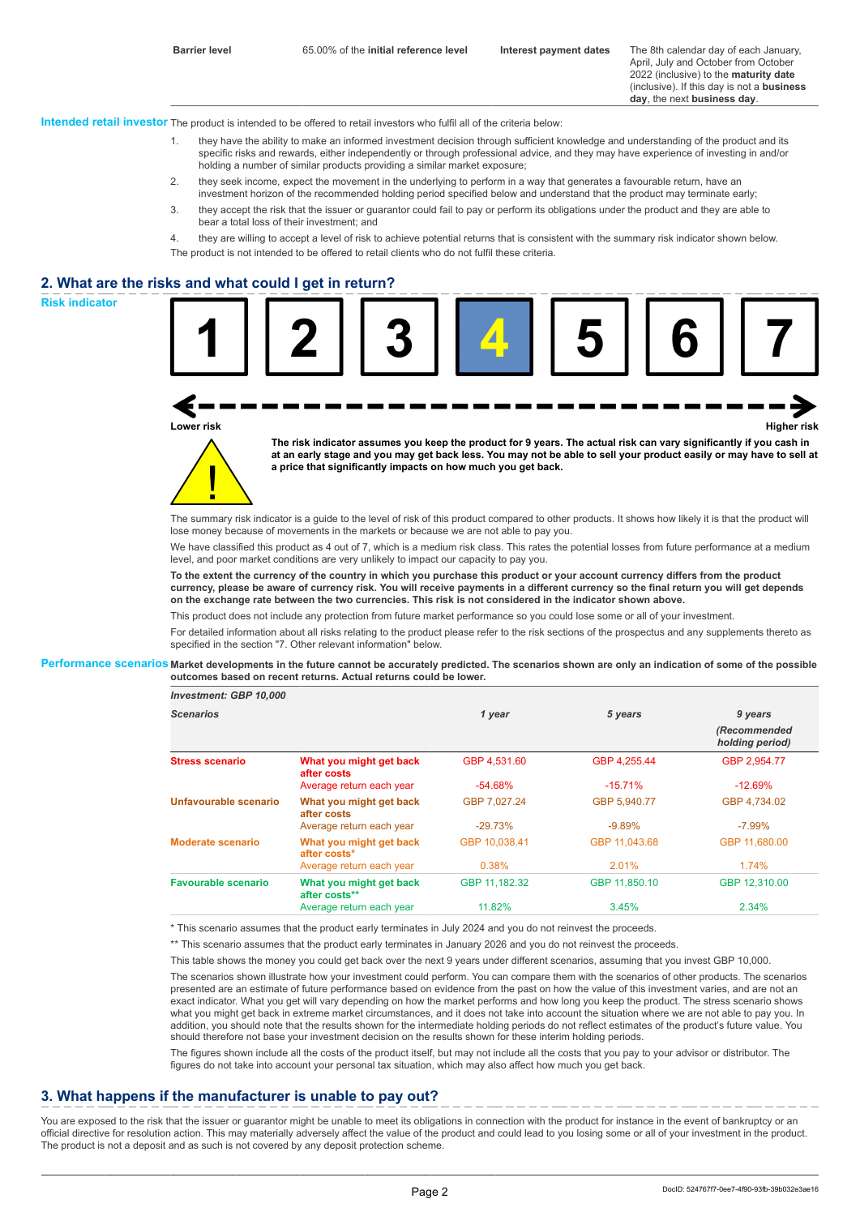| Barrier level | 65.00% of the **initial reference level** | Interest payment dates | The 8th calendar day of each January, April, July and October from October 2022 (inclusive) to the **maturity date** (inclusive). If this day is not a **business day**, the next **business day**. |
|---|---|---|---|

**Intended retail investor** The product is intended to be offered to retail investors who fulfil all of the criteria below:

1. they have the ability to make an informed investment decision through sufficient knowledge and understanding of the product and its specific risks and rewards, either independently or through professional advice, and they may have experience of investing in and/or holding a number of similar products providing a similar market exposure;
2. they seek income, expect the movement in the underlying to perform in a way that generates a favourable return, have an investment horizon of the recommended holding period specified below and understand that the product may terminate early;
3. they accept the risk that the issuer or guarantor could fail to pay or perform its obligations under the product and they are able to bear a total loss of their investment; and
4. they are willing to accept a level of risk to achieve potential returns that is consistent with the summary risk indicator shown below.

The product is not intended to be offered to retail clients who do not fulfil these criteria.

## 2. What are the risks and what could I get in return?

**Risk indicator**

1 2 3 **4** 5 6 7

Lower risk — Higher risk

**The risk indicator assumes you keep the product for 9 years. The actual risk can vary significantly if you cash in at an early stage and you may get back less. You may not be able to sell your product easily or may have to sell at a price that significantly impacts on how much you get back.**

The summary risk indicator is a guide to the level of risk of this product compared to other products. It shows how likely it is that the product will lose money because of movements in the markets or because we are not able to pay you.

We have classified this product as 4 out of 7, which is a medium risk class. This rates the potential losses from future performance at a medium level, and poor market conditions are very unlikely to impact our capacity to pay you.

**To the extent the currency of the country in which you purchase this product or your account currency differs from the product currency, please be aware of currency risk. You will receive payments in a different currency so the final return you will get depends on the exchange rate between the two currencies. This risk is not considered in the indicator shown above.**

This product does not include any protection from future market performance so you could lose some or all of your investment.

For detailed information about all risks relating to the product please refer to the risk sections of the prospectus and any supplements thereto as specified in the section "7. Other relevant information" below.

**Performance scenarios** **Market developments in the future cannot be accurately predicted. The scenarios shown are only an indication of some of the possible outcomes based on recent returns. Actual returns could be lower.**

| *Investment: GBP 10,000* | | | | |
|---|---|---|---|---|
| ***Scenarios*** | | ***1 year*** | ***5 years*** | ***9 years (Recommended holding period)*** |
| **Stress scenario** | **What you might get back after costs** | GBP 4,531.60 | GBP 4,255.44 | GBP 2,954.77 |
| | Average return each year | -54.68% | -15.71% | -12.69% |
| **Unfavourable scenario** | **What you might get back after costs** | GBP 7,027.24 | GBP 5,940.77 | GBP 4,734.02 |
| | Average return each year | -29.73% | -9.89% | -7.99% |
| **Moderate scenario** | **What you might get back after costs*** | GBP 10,038.41 | GBP 11,043.68 | GBP 11,680.00 |
| | Average return each year | 0.38% | 2.01% | 1.74% |
| **Favourable scenario** | **What you might get back after costs**** | GBP 11,182.32 | GBP 11,850.10 | GBP 12,310.00 |
| | Average return each year | 11.82% | 3.45% | 2.34% |

\* This scenario assumes that the product early terminates in July 2024 and you do not reinvest the proceeds.

\** This scenario assumes that the product early terminates in January 2026 and you do not reinvest the proceeds.

This table shows the money you could get back over the next 9 years under different scenarios, assuming that you invest GBP 10,000.

The scenarios shown illustrate how your investment could perform. You can compare them with the scenarios of other products. The scenarios presented are an estimate of future performance based on evidence from the past on how the value of this investment varies, and are not an exact indicator. What you get will vary depending on how the market performs and how long you keep the product. The stress scenario shows what you might get back in extreme market circumstances, and it does not take into account the situation where we are not able to pay you. In addition, you should note that the results shown for the intermediate holding periods do not reflect estimates of the product's future value. You should therefore not base your investment decision on the results shown for these interim holding periods.

The figures shown include all the costs of the product itself, but may not include all the costs that you pay to your advisor or distributor. The figures do not take into account your personal tax situation, which may also affect how much you get back.

## 3. What happens if the manufacturer is unable to pay out?

You are exposed to the risk that the issuer or guarantor might be unable to meet its obligations in connection with the product for instance in the event of bankruptcy or an official directive for resolution action. This may materially adversely affect the value of the product and could lead to you losing some or all of your investment in the product. The product is not a deposit and as such is not covered by any deposit protection scheme.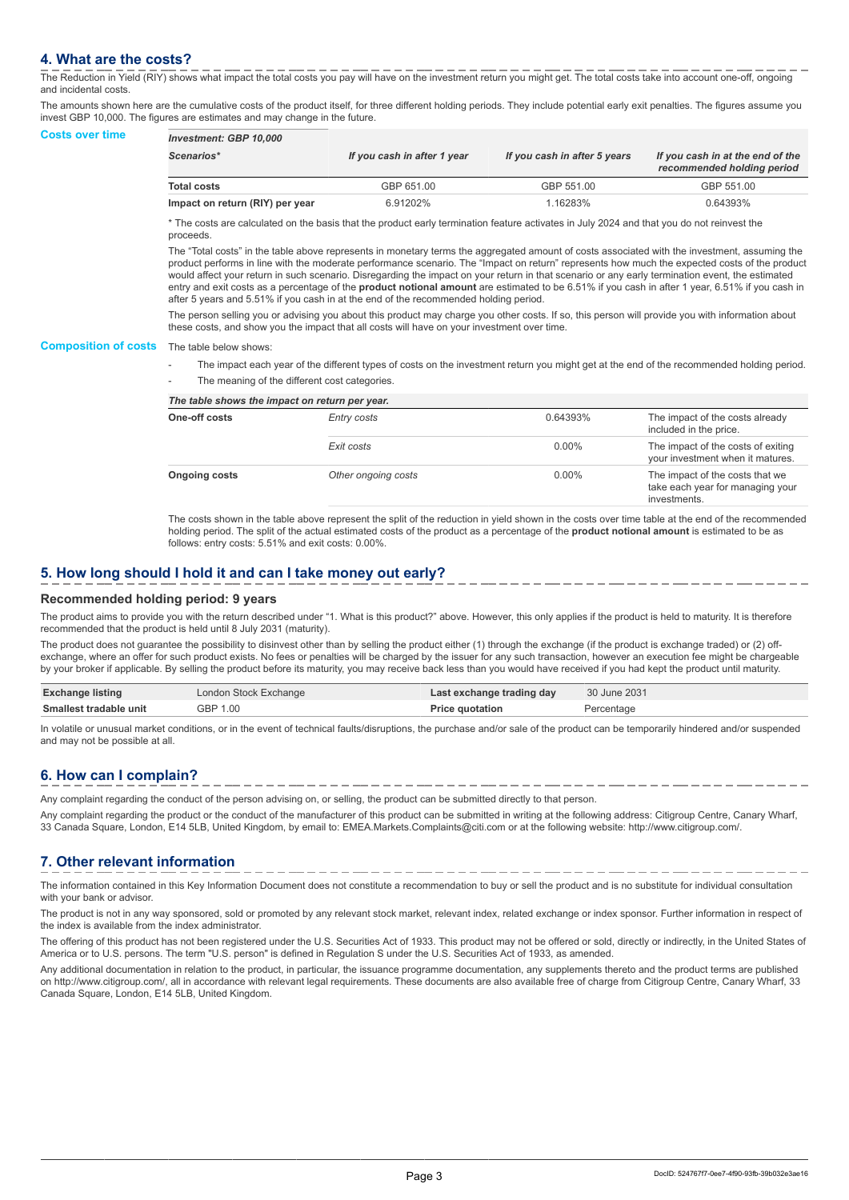## 4. What are the costs?

The Reduction in Yield (RIY) shows what impact the total costs you pay will have on the investment return you might get. The total costs take into account one-off, ongoing and incidental costs.

The amounts shown here are the cumulative costs of the product itself, for three different holding periods. They include potential early exit penalties. The figures assume you invest GBP 10,000. The figures are estimates and may change in the future.

**Costs over time**

| *Investment: GBP 10,000* | | | |
|---|---|---|---|
| ***Scenarios**** | ***If you cash in after 1 year*** | ***If you cash in after 5 years*** | ***If you cash in at the end of the recommended holding period*** |
| **Total costs** | GBP 651.00 | GBP 551.00 | GBP 551.00 |
| **Impact on return (RIY) per year** | 6.91202% | 1.16283% | 0.64393% |

\* The costs are calculated on the basis that the product early termination feature activates in July 2024 and that you do not reinvest the proceeds.

The "Total costs" in the table above represents in monetary terms the aggregated amount of costs associated with the investment, assuming the product performs in line with the moderate performance scenario. The "Impact on return" represents how much the expected costs of the product would affect your return in such scenario. Disregarding the impact on your return in that scenario or any early termination event, the estimated entry and exit costs as a percentage of the **product notional amount** are estimated to be 6.51% if you cash in after 1 year, 6.51% if you cash in after 5 years and 5.51% if you cash in at the end of the recommended holding period.

The person selling you or advising you about this product may charge you other costs. If so, this person will provide you with information about these costs, and show you the impact that all costs will have on your investment over time.

**Composition of costs**

The table below shows:

- The impact each year of the different types of costs on the investment return you might get at the end of the recommended holding period.
- The meaning of the different cost categories.

| *The table shows the impact on return per year.* | | | |
|---|---|---|---|
| **One-off costs** | *Entry costs* | 0.64393% | The impact of the costs already included in the price. |
| | *Exit costs* | 0.00% | The impact of the costs of exiting your investment when it matures. |
| **Ongoing costs** | *Other ongoing costs* | 0.00% | The impact of the costs that we take each year for managing your investments. |

The costs shown in the table above represent the split of the reduction in yield shown in the costs over time table at the end of the recommended holding period. The split of the actual estimated costs of the product as a percentage of the **product notional amount** is estimated to be as follows: entry costs: 5.51% and exit costs: 0.00%.

## 5. How long should I hold it and can I take money out early?

### Recommended holding period: 9 years

The product aims to provide you with the return described under "1. What is this product?" above. However, this only applies if the product is held to maturity. It is therefore recommended that the product is held until 8 July 2031 (maturity).

The product does not guarantee the possibility to disinvest other than by selling the product either (1) through the exchange (if the product is exchange traded) or (2) off-exchange, where an offer for such product exists. No fees or penalties will be charged by the issuer for any such transaction, however an execution fee might be chargeable by your broker if applicable. By selling the product before its maturity, you may receive back less than you would have received if you had kept the product until maturity.

| | | | |
|---|---|---|---|
| **Exchange listing** | London Stock Exchange | **Last exchange trading day** | 30 June 2031 |
| **Smallest tradable unit** | GBP 1.00 | **Price quotation** | Percentage |

In volatile or unusual market conditions, or in the event of technical faults/disruptions, the purchase and/or sale of the product can be temporarily hindered and/or suspended and may not be possible at all.

## 6. How can I complain?

Any complaint regarding the conduct of the person advising on, or selling, the product can be submitted directly to that person.

Any complaint regarding the product or the conduct of the manufacturer of this product can be submitted in writing at the following address: Citigroup Centre, Canary Wharf, 33 Canada Square, London, E14 5LB, United Kingdom, by email to: EMEA.Markets.Complaints@citi.com or at the following website: http://www.citigroup.com/.

## 7. Other relevant information

The information contained in this Key Information Document does not constitute a recommendation to buy or sell the product and is no substitute for individual consultation with your bank or advisor.

The product is not in any way sponsored, sold or promoted by any relevant stock market, relevant index, related exchange or index sponsor. Further information in respect of the index is available from the index administrator.

The offering of this product has not been registered under the U.S. Securities Act of 1933. This product may not be offered or sold, directly or indirectly, in the United States of America or to U.S. persons. The term "U.S. person" is defined in Regulation S under the U.S. Securities Act of 1933, as amended.

Any additional documentation in relation to the product, in particular, the issuance programme documentation, any supplements thereto and the product terms are published on http://www.citigroup.com/, all in accordance with relevant legal requirements. These documents are also available free of charge from Citigroup Centre, Canary Wharf, 33 Canada Square, London, E14 5LB, United Kingdom.